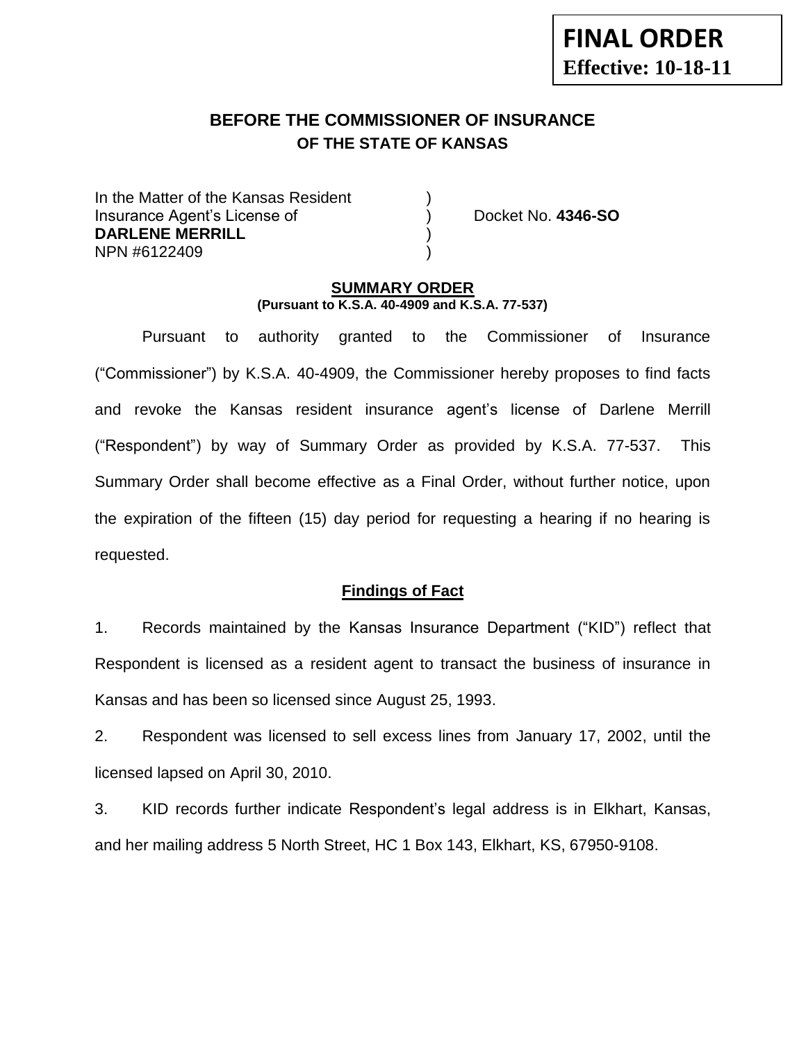**FINAL ORDER**
**Effective: 10-18-11**

# BEFORE THE COMMISSIONER OF INSURANCE
## OF THE STATE OF KANSAS

In the Matter of the Kansas Resident )
Insurance Agent's License of ) Docket No. **4346-SO**
**DARLENE MERRILL** )
NPN #6122409 )

**SUMMARY ORDER**
**(Pursuant to K.S.A. 40-4909 and K.S.A. 77-537)**

Pursuant to authority granted to the Commissioner of Insurance ("Commissioner") by K.S.A. 40-4909, the Commissioner hereby proposes to find facts and revoke the Kansas resident insurance agent's license of Darlene Merrill ("Respondent") by way of Summary Order as provided by K.S.A. 77-537. This Summary Order shall become effective as a Final Order, without further notice, upon the expiration of the fifteen (15) day period for requesting a hearing if no hearing is requested.

**Findings of Fact**

1. Records maintained by the Kansas Insurance Department ("KID") reflect that Respondent is licensed as a resident agent to transact the business of insurance in Kansas and has been so licensed since August 25, 1993.

2. Respondent was licensed to sell excess lines from January 17, 2002, until the licensed lapsed on April 30, 2010.

3. KID records further indicate Respondent's legal address is in Elkhart, Kansas, and her mailing address 5 North Street, HC 1 Box 143, Elkhart, KS, 67950-9108.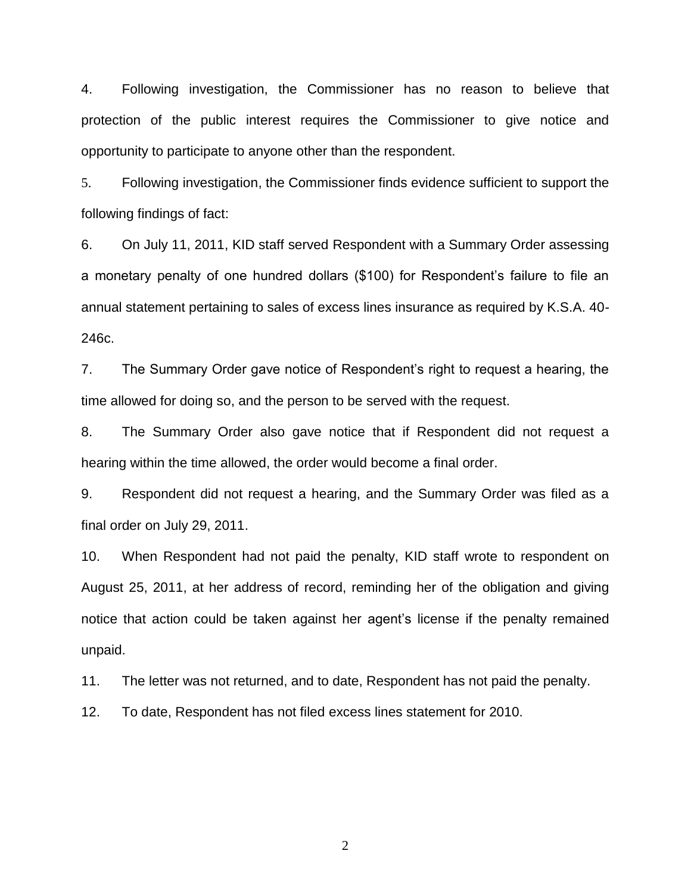4. Following investigation, the Commissioner has no reason to believe that protection of the public interest requires the Commissioner to give notice and opportunity to participate to anyone other than the respondent.

5. Following investigation, the Commissioner finds evidence sufficient to support the following findings of fact:

6. On July 11, 2011, KID staff served Respondent with a Summary Order assessing a monetary penalty of one hundred dollars ($100) for Respondent's failure to file an annual statement pertaining to sales of excess lines insurance as required by K.S.A. 40-246c.

7. The Summary Order gave notice of Respondent's right to request a hearing, the time allowed for doing so, and the person to be served with the request.

8. The Summary Order also gave notice that if Respondent did not request a hearing within the time allowed, the order would become a final order.

9. Respondent did not request a hearing, and the Summary Order was filed as a final order on July 29, 2011.

10. When Respondent had not paid the penalty, KID staff wrote to respondent on August 25, 2011, at her address of record, reminding her of the obligation and giving notice that action could be taken against her agent's license if the penalty remained unpaid.

11. The letter was not returned, and to date, Respondent has not paid the penalty.

12. To date, Respondent has not filed excess lines statement for 2010.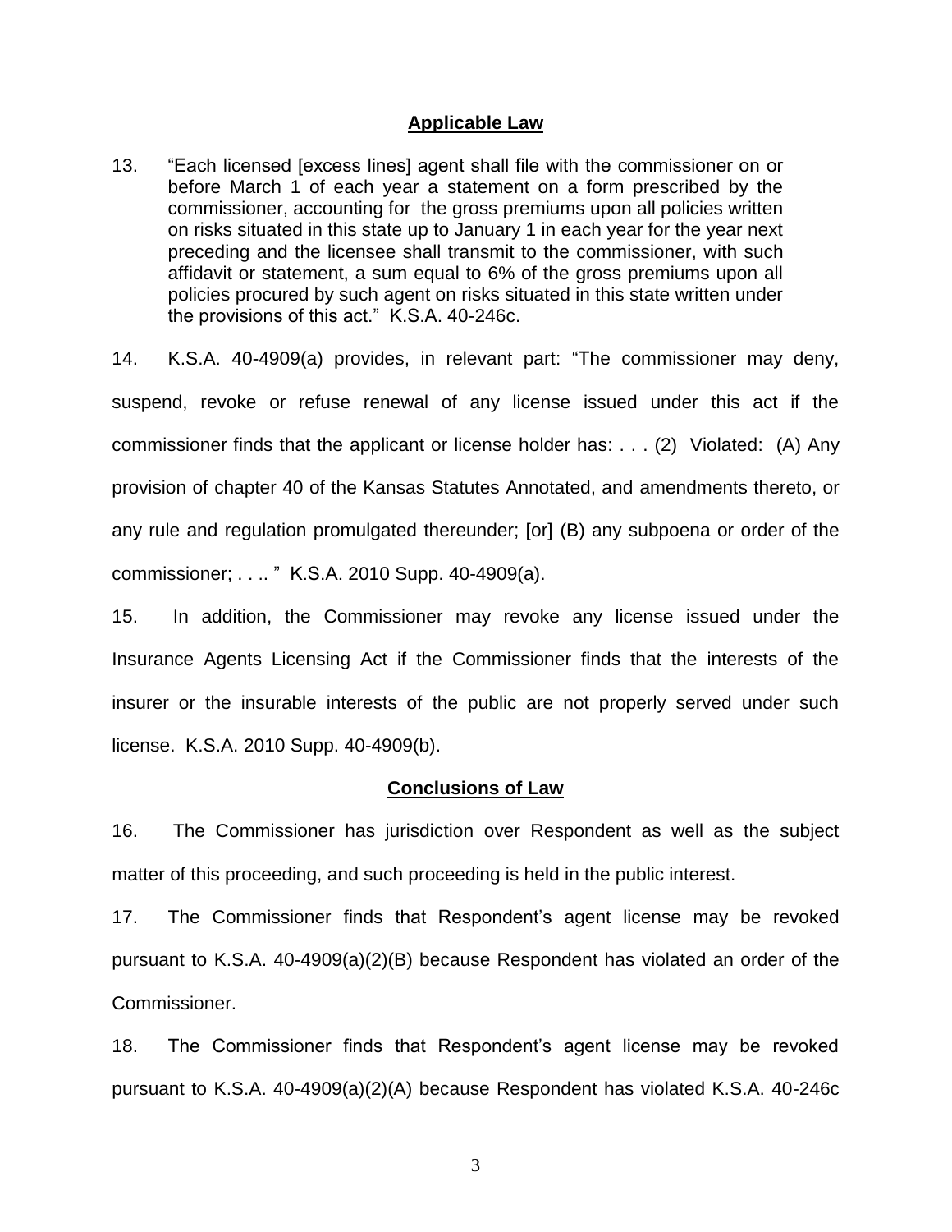## Applicable Law

13. "Each licensed [excess lines] agent shall file with the commissioner on or before March 1 of each year a statement on a form prescribed by the commissioner, accounting for the gross premiums upon all policies written on risks situated in this state up to January 1 in each year for the year next preceding and the licensee shall transmit to the commissioner, with such affidavit or statement, a sum equal to 6% of the gross premiums upon all policies procured by such agent on risks situated in this state written under the provisions of this act." K.S.A. 40-246c.

14. K.S.A. 40-4909(a) provides, in relevant part: "The commissioner may deny, suspend, revoke or refuse renewal of any license issued under this act if the commissioner finds that the applicant or license holder has: . . . (2) Violated: (A) Any provision of chapter 40 of the Kansas Statutes Annotated, and amendments thereto, or any rule and regulation promulgated thereunder; [or] (B) any subpoena or order of the commissioner; . . .. " K.S.A. 2010 Supp. 40-4909(a).

15. In addition, the Commissioner may revoke any license issued under the Insurance Agents Licensing Act if the Commissioner finds that the interests of the insurer or the insurable interests of the public are not properly served under such license. K.S.A. 2010 Supp. 40-4909(b).

## Conclusions of Law

16. The Commissioner has jurisdiction over Respondent as well as the subject matter of this proceeding, and such proceeding is held in the public interest.

17. The Commissioner finds that Respondent's agent license may be revoked pursuant to K.S.A. 40-4909(a)(2)(B) because Respondent has violated an order of the Commissioner.

18. The Commissioner finds that Respondent's agent license may be revoked pursuant to K.S.A. 40-4909(a)(2)(A) because Respondent has violated K.S.A. 40-246c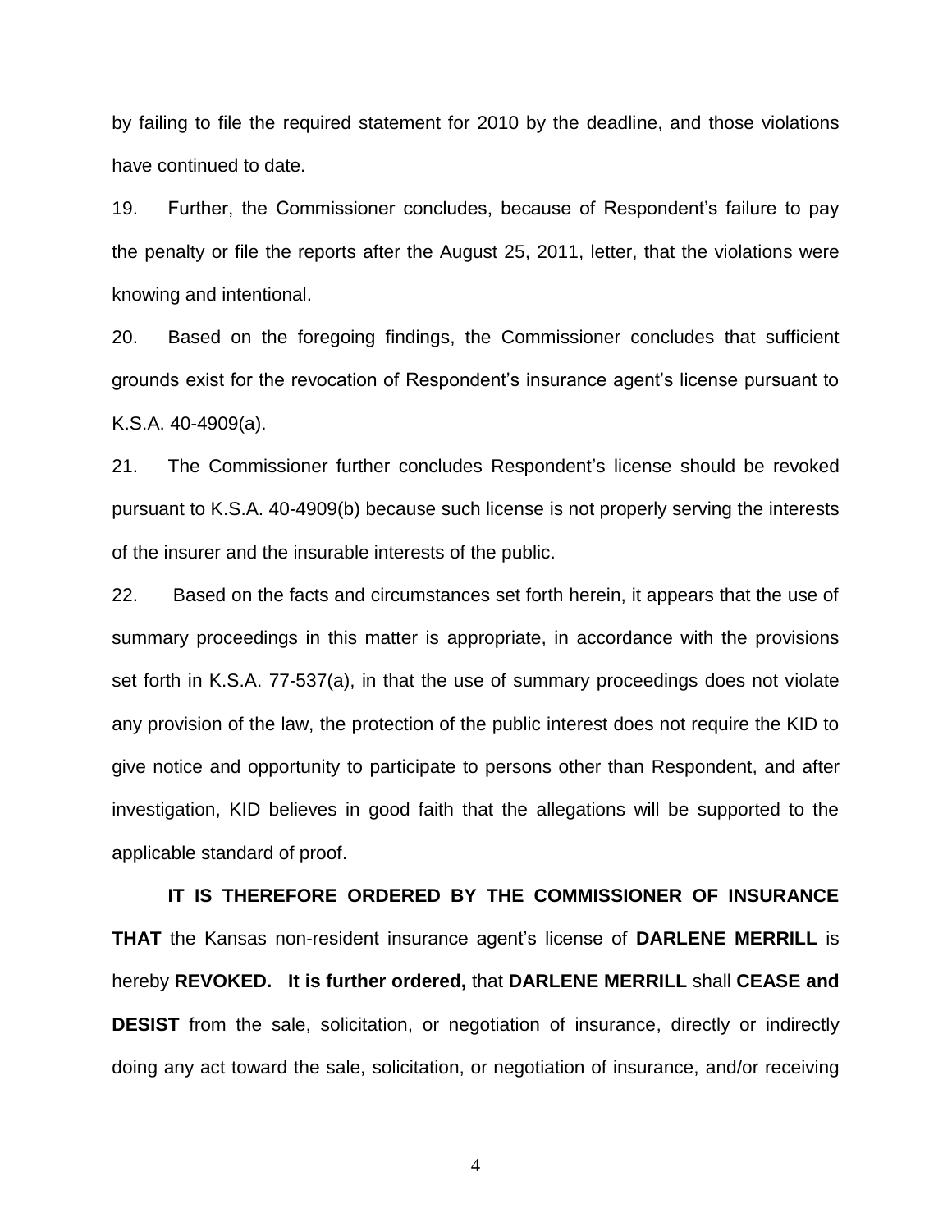by failing to file the required statement for 2010 by the deadline, and those violations have continued to date.

19. Further, the Commissioner concludes, because of Respondent's failure to pay the penalty or file the reports after the August 25, 2011, letter, that the violations were knowing and intentional.

20. Based on the foregoing findings, the Commissioner concludes that sufficient grounds exist for the revocation of Respondent's insurance agent's license pursuant to K.S.A. 40-4909(a).

21. The Commissioner further concludes Respondent's license should be revoked pursuant to K.S.A. 40-4909(b) because such license is not properly serving the interests of the insurer and the insurable interests of the public.

22. Based on the facts and circumstances set forth herein, it appears that the use of summary proceedings in this matter is appropriate, in accordance with the provisions set forth in K.S.A. 77-537(a), in that the use of summary proceedings does not violate any provision of the law, the protection of the public interest does not require the KID to give notice and opportunity to participate to persons other than Respondent, and after investigation, KID believes in good faith that the allegations will be supported to the applicable standard of proof.

**IT IS THEREFORE ORDERED BY THE COMMISSIONER OF INSURANCE THAT** the Kansas non-resident insurance agent's license of **DARLENE MERRILL** is hereby **REVOKED. It is further ordered,** that **DARLENE MERRILL** shall **CEASE and DESIST** from the sale, solicitation, or negotiation of insurance, directly or indirectly doing any act toward the sale, solicitation, or negotiation of insurance, and/or receiving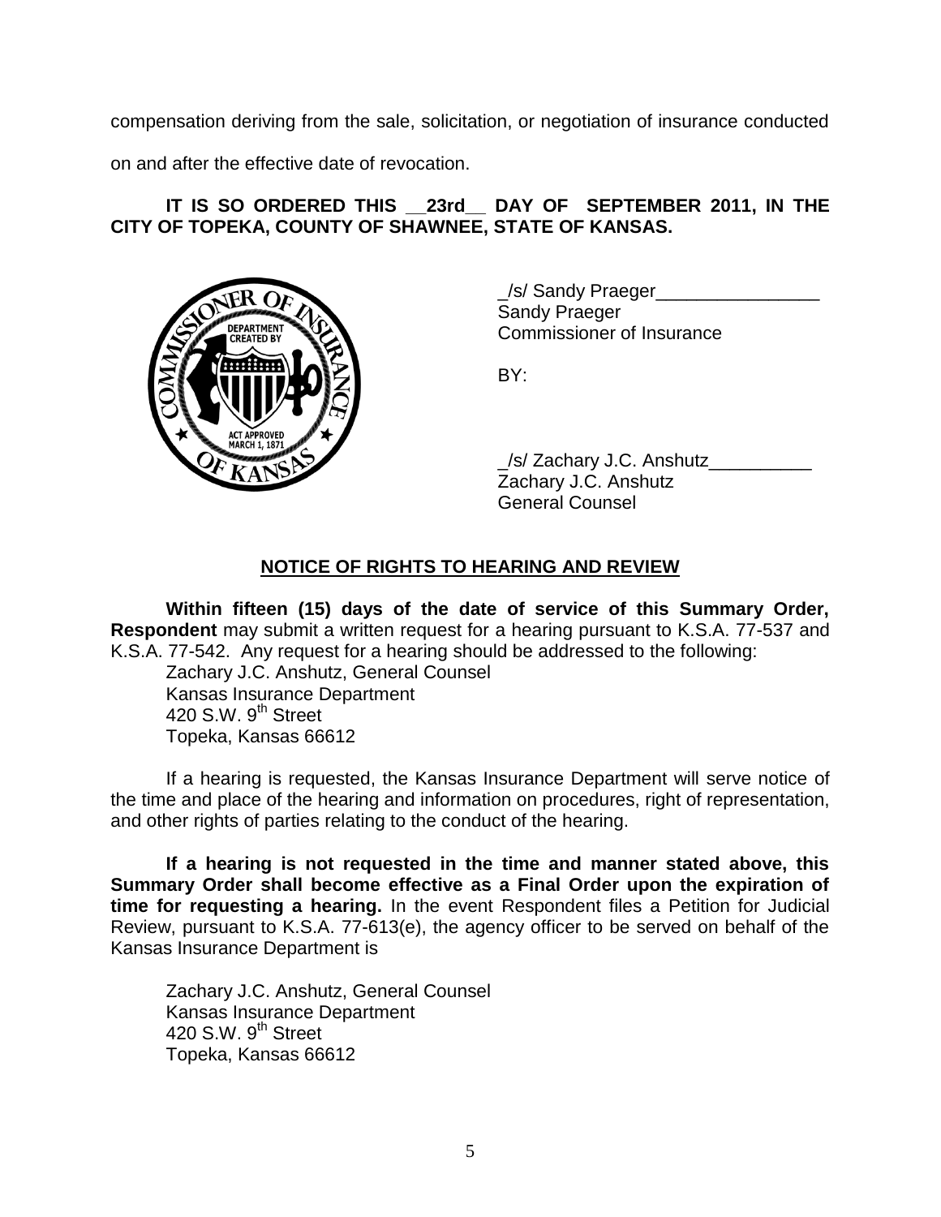compensation deriving from the sale, solicitation, or negotiation of insurance conducted on and after the effective date of revocation.

**IT IS SO ORDERED THIS __23rd__ DAY OF SEPTEMBER 2011, IN THE CITY OF TOPEKA, COUNTY OF SHAWNEE, STATE OF KANSAS.**

_/s/ Sandy Praeger________________
Sandy Praeger
Commissioner of Insurance

BY:

_/s/ Zachary J.C. Anshutz__________
Zachary J.C. Anshutz
General Counsel

## NOTICE OF RIGHTS TO HEARING AND REVIEW

**Within fifteen (15) days of the date of service of this Summary Order, Respondent** may submit a written request for a hearing pursuant to K.S.A. 77-537 and K.S.A. 77-542. Any request for a hearing should be addressed to the following:

Zachary J.C. Anshutz, General Counsel
Kansas Insurance Department
420 S.W. 9th Street
Topeka, Kansas 66612

If a hearing is requested, the Kansas Insurance Department will serve notice of the time and place of the hearing and information on procedures, right of representation, and other rights of parties relating to the conduct of the hearing.

**If a hearing is not requested in the time and manner stated above, this Summary Order shall become effective as a Final Order upon the expiration of time for requesting a hearing.** In the event Respondent files a Petition for Judicial Review, pursuant to K.S.A. 77-613(e), the agency officer to be served on behalf of the Kansas Insurance Department is

Zachary J.C. Anshutz, General Counsel
Kansas Insurance Department
420 S.W. 9th Street
Topeka, Kansas 66612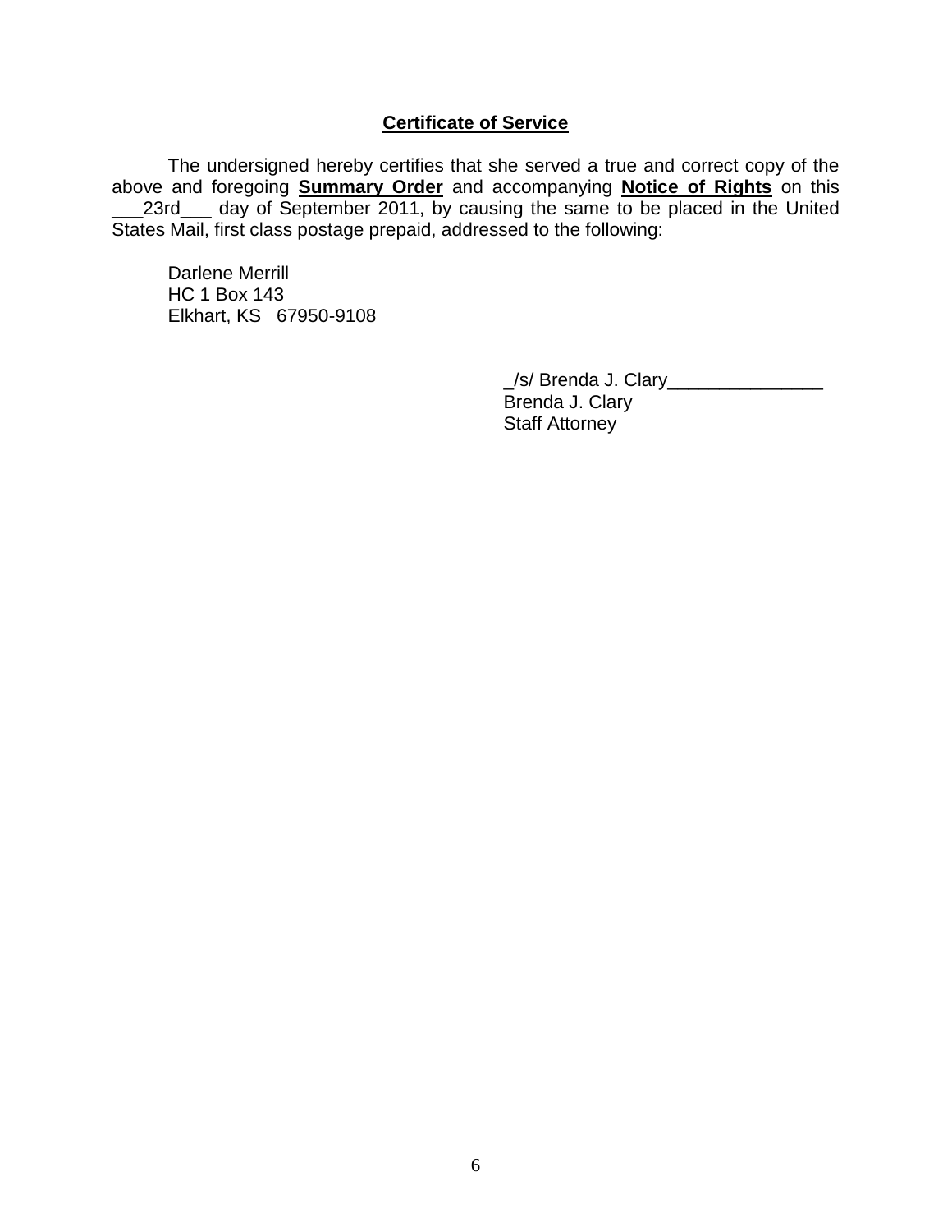## **Certificate of Service**

The undersigned hereby certifies that she served a true and correct copy of the above and foregoing **Summary Order** and accompanying **Notice of Rights** on this ___23rd___ day of September 2011, by causing the same to be placed in the United States Mail, first class postage prepaid, addressed to the following:

Darlene Merrill
HC 1 Box 143
Elkhart, KS 67950-9108

_/s/ Brenda J. Clary_______________
Brenda J. Clary
Staff Attorney